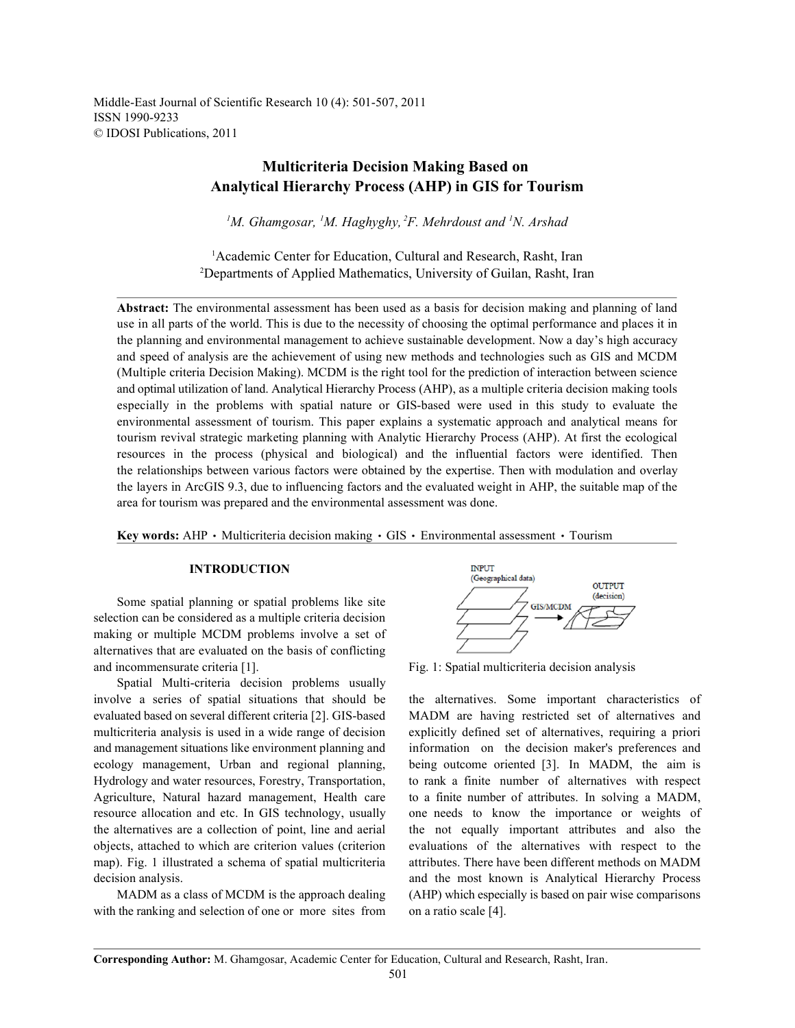# Multicriteria Decision Making Based on Analytical Hierarchy Process (AHP) in GIS for Tourism

*[1]M. Ghamgosar, [1]M. Haghyghy, [2]F. Mehrdoust and [1]N. Arshad*

[1]Academic Center for Education, Cultural and Research, Rasht, Iran
[2]Departments of Applied Mathematics, University of Guilan, Rasht, Iran

**Abstract:** The environmental assessment has been used as a basis for decision making and planning of land use in all parts of the world. This is due to the necessity of choosing the optimal performance and places it in the planning and environmental management to achieve sustainable development. Now a day's high accuracy and speed of analysis are the achievement of using new methods and technologies such as GIS and MCDM (Multiple criteria Decision Making). MCDM is the right tool for the prediction of interaction between science and optimal utilization of land. Analytical Hierarchy Process (AHP), as a multiple criteria decision making tools especially in the problems with spatial nature or GIS-based were used in this study to evaluate the environmental assessment of tourism. This paper explains a systematic approach and analytical means for tourism revival strategic marketing planning with Analytic Hierarchy Process (AHP). At first the ecological resources in the process (physical and biological) and the influential factors were identified. Then the relationships between various factors were obtained by the expertise. Then with modulation and overlay the layers in ArcGIS 9.3, due to influencing factors and the evaluated weight in AHP, the suitable map of the area for tourism was prepared and the environmental assessment was done.

**Key words:** AHP · Multicriteria decision making · GIS · Environmental assessment · Tourism

## INTRODUCTION

Some spatial planning or spatial problems like site selection can be considered as a multiple criteria decision making or multiple MCDM problems involve a set of alternatives that are evaluated on the basis of conflicting and incommensurate criteria [1].

Spatial Multi-criteria decision problems usually involve a series of spatial situations that should be evaluated based on several different criteria [2]. GIS-based multicriteria analysis is used in a wide range of decision and management situations like environment planning and ecology management, Urban and regional planning, Hydrology and water resources, Forestry, Transportation, Agriculture, Natural hazard management, Health care resource allocation and etc. In GIS technology, usually the alternatives are a collection of point, line and aerial objects, attached to which are criterion values (criterion map). Fig. 1 illustrated a schema of spatial multicriteria decision analysis.

MADM as a class of MCDM is the approach dealing with the ranking and selection of one or more sites from the alternatives. Some important characteristics of MADM are having restricted set of alternatives and explicitly defined set of alternatives, requiring a priori information on the decision maker's preferences and being outcome oriented [3]. In MADM, the aim is to rank a finite number of alternatives with respect to a finite number of attributes. In solving a MADM, one needs to know the importance or weights of the not equally important attributes and also the evaluations of the alternatives with respect to the attributes. There have been different methods on MADM and the most known is Analytical Hierarchy Process (AHP) which especially is based on pair wise comparisons on a ratio scale [4].

INPUT (Geographical data) → GIS/MCDM → OUTPUT (decision)

Fig. 1: Spatial multicriteria decision analysis

**Corresponding Author:** M. Ghamgosar, Academic Center for Education, Cultural and Research, Rasht, Iran.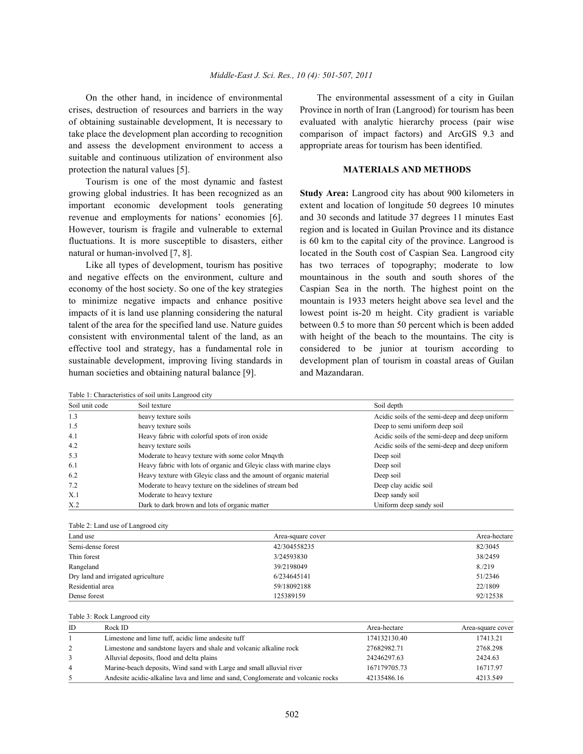On the other hand, in incidence of environmental crises, destruction of resources and barriers in the way of obtaining sustainable development, It is necessary to take place the development plan according to recognition and assess the development environment to access a suitable and continuous utilization of environment also protection the natural values [5].

Tourism is one of the most dynamic and fastest growing global industries. It has been recognized as an important economic development tools generating revenue and employments for nations' economies [6]. However, tourism is fragile and vulnerable to external fluctuations. It is more susceptible to disasters, either natural or human-involved [7, 8].

Like all types of development, tourism has positive and negative effects on the environment, culture and economy of the host society. So one of the key strategies to minimize negative impacts and enhance positive impacts of it is land use planning considering the natural talent of the area for the specified land use. Nature guides consistent with environmental talent of the land, as an effective tool and strategy, has a fundamental role in sustainable development, improving living standards in human societies and obtaining natural balance [9].

The environmental assessment of a city in Guilan Province in north of Iran (Langrood) for tourism has been evaluated with analytic hierarchy process (pair wise comparison of impact factors) and ArcGIS 9.3 and appropriate areas for tourism has been identified.

## MATERIALS AND METHODS

**Study Area:** Langrood city has about 900 kilometers in extent and location of longitude 50 degrees 10 minutes and 30 seconds and latitude 37 degrees 11 minutes East region and is located in Guilan Province and its distance is 60 km to the capital city of the province. Langrood is located in the South cost of Caspian Sea. Langrood city has two terraces of topography; moderate to low mountainous in the south and south shores of the Caspian Sea in the north. The highest point on the mountain is 1933 meters height above sea level and the lowest point is-20 m height. City gradient is variable between 0.5 to more than 50 percent which is been added with height of the beach to the mountains. The city is considered to be junior at tourism according to development plan of tourism in coastal areas of Guilan and Mazandaran.

Table 1: Characteristics of soil units Langrood city

| Soil unit code | Soil texture | Soil depth |
|---|---|---|
| 1.3 | heavy texture soils | Acidic soils of the semi-deep and deep uniform |
| 1.5 | heavy texture soils | Deep to semi uniform deep soil |
| 4.1 | Heavy fabric with colorful spots of iron oxide | Acidic soils of the semi-deep and deep uniform |
| 4.2 | heavy texture soils | Acidic soils of the semi-deep and deep uniform |
| 5.3 | Moderate to heavy texture with some color Mnqvth | Deep soil |
| 6.1 | Heavy fabric with lots of organic and Gleyic class with marine clays | Deep soil |
| 6.2 | Heavy texture with Gleyic class and the amount of organic material | Deep soil |
| 7.2 | Moderate to heavy texture on the sidelines of stream bed | Deep clay acidic soil |
| X.1 | Moderate to heavy texture | Deep sandy soil |
| X.2 | Dark to dark brown and lots of organic matter | Uniform deep sandy soil |

Table 2: Land use of Langrood city

| Land use | Area-square cover | Area-hectare |
|---|---|---|
| Semi-dense forest | 42/304558235 | 82/3045 |
| Thin forest | 3/24593830 | 38/2459 |
| Rangeland | 39/2198049 | 8./219 |
| Dry land and irrigated agriculture | 6/234645141 | 51/2346 |
| Residential area | 59/18092188 | 22/1809 |
| Dense forest | 125389159 | 92/12538 |

Table 3: Rock Langrood city

| ID | Rock ID | Area-hectare | Area-square cover |
|---|---|---|---|
| 1 | Limestone and lime tuff, acidic lime andesite tuff | 174132130.40 | 17413.21 |
| 2 | Limestone and sandstone layers and shale and volcanic alkaline rock | 27682982.71 | 2768.298 |
| 3 | Alluvial deposits, flood and delta plains | 24246297.63 | 2424.63 |
| 4 | Marine-beach deposits, Wind sand with Large and small alluvial river | 167179705.73 | 16717.97 |
| 5 | Andesite acidic-alkaline lava and lime and sand, Conglomerate and volcanic rocks | 42135486.16 | 4213.549 |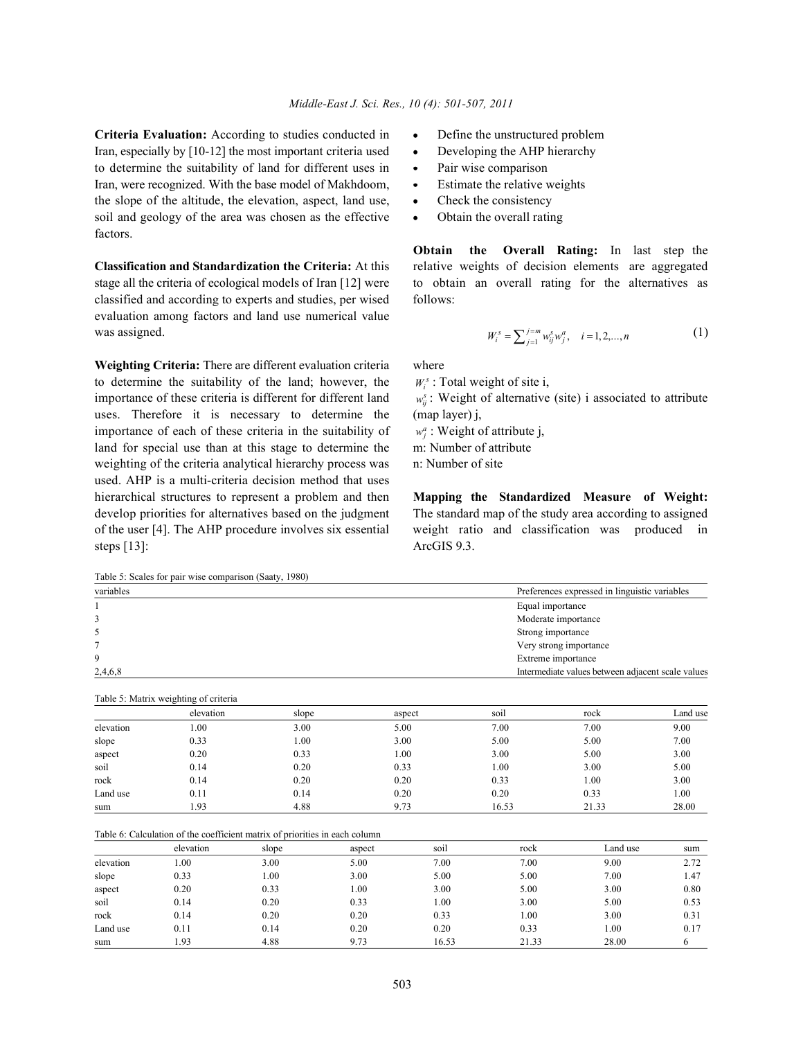**Criteria Evaluation:** According to studies conducted in Iran, especially by [10-12] the most important criteria used to determine the suitability of land for different uses in Iran, were recognized. With the base model of Makhdoom, the slope of the altitude, the elevation, aspect, land use, soil and geology of the area was chosen as the effective factors.

**Classification and Standardization the Criteria:** At this stage all the criteria of ecological models of Iran [12] were classified and according to experts and studies, per wised evaluation among factors and land use numerical value was assigned.

**Weighting Criteria:** There are different evaluation criteria to determine the suitability of the land; however, the importance of these criteria is different for different land uses. Therefore it is necessary to determine the importance of each of these criteria in the suitability of land for special use than at this stage to determine the weighting of the criteria analytical hierarchy process was used. AHP is a multi-criteria decision method that uses hierarchical structures to represent a problem and then develop priorities for alternatives based on the judgment of the user [4]. The AHP procedure involves six essential steps [13]:

- Define the unstructured problem
- Developing the AHP hierarchy
- Pair wise comparison
- Estimate the relative weights
- Check the consistency
- Obtain the overall rating

**Obtain the Overall Rating:** In last step the relative weights of decision elements are aggregated to obtain an overall rating for the alternatives as follows:

$$W_i^s = \sum_{j=1}^{j=m} w_{ij}^s w_j^a, \quad i = 1, 2, ..., n \tag{1}$$

where

$W_i^s$ : Total weight of site i,

$w_{ij}^s$ : Weight of alternative (site) i associated to attribute (map layer) j,

$w_j^a$ : Weight of attribute j,

m: Number of attribute

n: Number of site

**Mapping the Standardized Measure of Weight:** The standard map of the study area according to assigned weight ratio and classification was produced in ArcGIS 9.3.

Table 5: Scales for pair wise comparison (Saaty, 1980)

| variables | Preferences expressed in linguistic variables |
|---|---|
| 1 | Equal importance |
| 3 | Moderate importance |
| 5 | Strong importance |
| 7 | Very strong importance |
| 9 | Extreme importance |
| 2,4,6,8 | Intermediate values between adjacent scale values |

Table 5: Matrix weighting of criteria

| | elevation | slope | aspect | soil | rock | Land use |
|---|---|---|---|---|---|---|
| elevation | 1.00 | 3.00 | 5.00 | 7.00 | 7.00 | 9.00 |
| slope | 0.33 | 1.00 | 3.00 | 5.00 | 5.00 | 7.00 |
| aspect | 0.20 | 0.33 | 1.00 | 3.00 | 5.00 | 3.00 |
| soil | 0.14 | 0.20 | 0.33 | 1.00 | 3.00 | 5.00 |
| rock | 0.14 | 0.20 | 0.20 | 0.33 | 1.00 | 3.00 |
| Land use | 0.11 | 0.14 | 0.20 | 0.20 | 0.33 | 1.00 |
| sum | 1.93 | 4.88 | 9.73 | 16.53 | 21.33 | 28.00 |

Table 6: Calculation of the coefficient matrix of priorities in each column

| | elevation | slope | aspect | soil | rock | Land use | sum |
|---|---|---|---|---|---|---|---|
| elevation | 1.00 | 3.00 | 5.00 | 7.00 | 7.00 | 9.00 | 2.72 |
| slope | 0.33 | 1.00 | 3.00 | 5.00 | 5.00 | 7.00 | 1.47 |
| aspect | 0.20 | 0.33 | 1.00 | 3.00 | 5.00 | 3.00 | 0.80 |
| soil | 0.14 | 0.20 | 0.33 | 1.00 | 3.00 | 5.00 | 0.53 |
| rock | 0.14 | 0.20 | 0.20 | 0.33 | 1.00 | 3.00 | 0.31 |
| Land use | 0.11 | 0.14 | 0.20 | 0.20 | 0.33 | 1.00 | 0.17 |
| sum | 1.93 | 4.88 | 9.73 | 16.53 | 21.33 | 28.00 | 6 |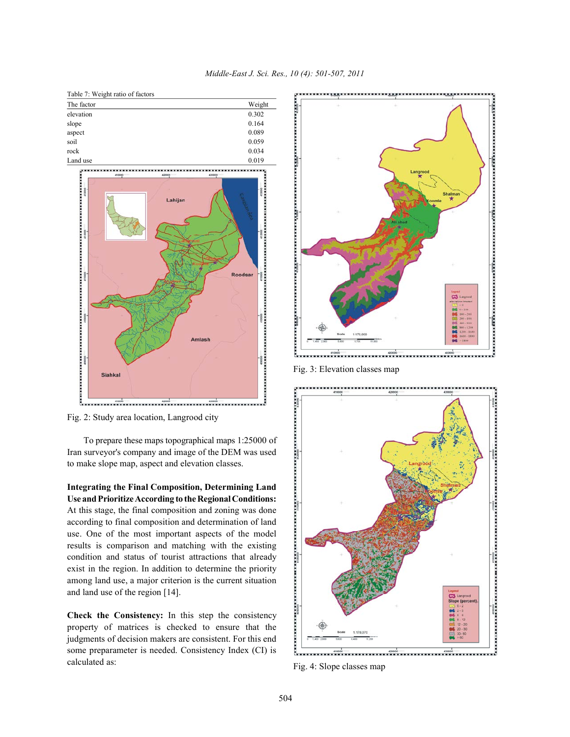Table 7: Weight ratio of factors

| The factor | Weight |
|---|---|
| elevation | 0.302 |
| slope | 0.164 |
| aspect | 0.089 |
| soil | 0.059 |
| rock | 0.034 |
| Land use | 0.019 |

Fig. 2: Study area location, Langrood city

To prepare these maps topographical maps 1:25000 of Iran surveyor's company and image of the DEM was used to make slope map, aspect and elevation classes.

**Integrating the Final Composition, Determining Land Use and Prioritize According to the Regional Conditions:** At this stage, the final composition and zoning was done according to final composition and determination of land use. One of the most important aspects of the model results is comparison and matching with the existing condition and status of tourist attractions that already exist in the region. In addition to determine the priority among land use, a major criterion is the current situation and land use of the region [14].

**Check the Consistency:** In this step the consistency property of matrices is checked to ensure that the judgments of decision makers are consistent. For this end some preparameter is needed. Consistency Index (CI) is calculated as:

Fig. 3: Elevation classes map

Fig. 4: Slope classes map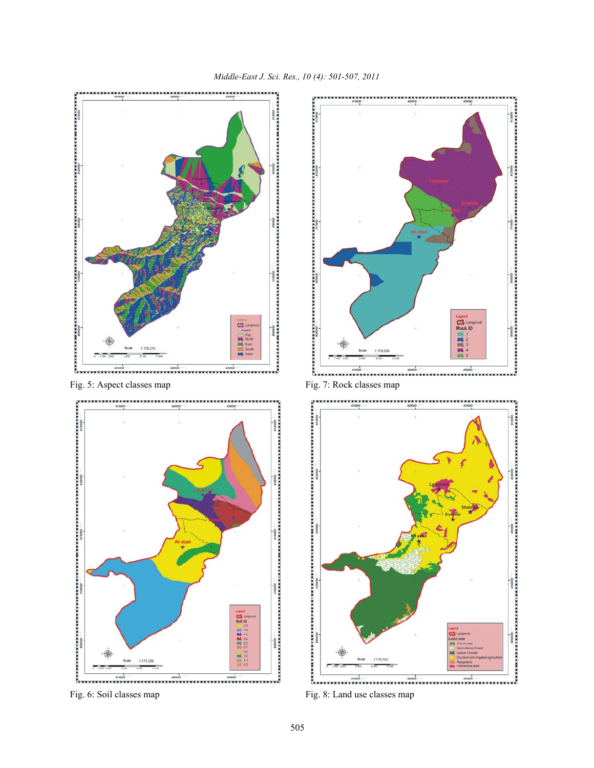Fig. 5: Aspect classes map

Fig. 7: Rock classes map

Fig. 6: Soil classes map

Fig. 8: Land use classes map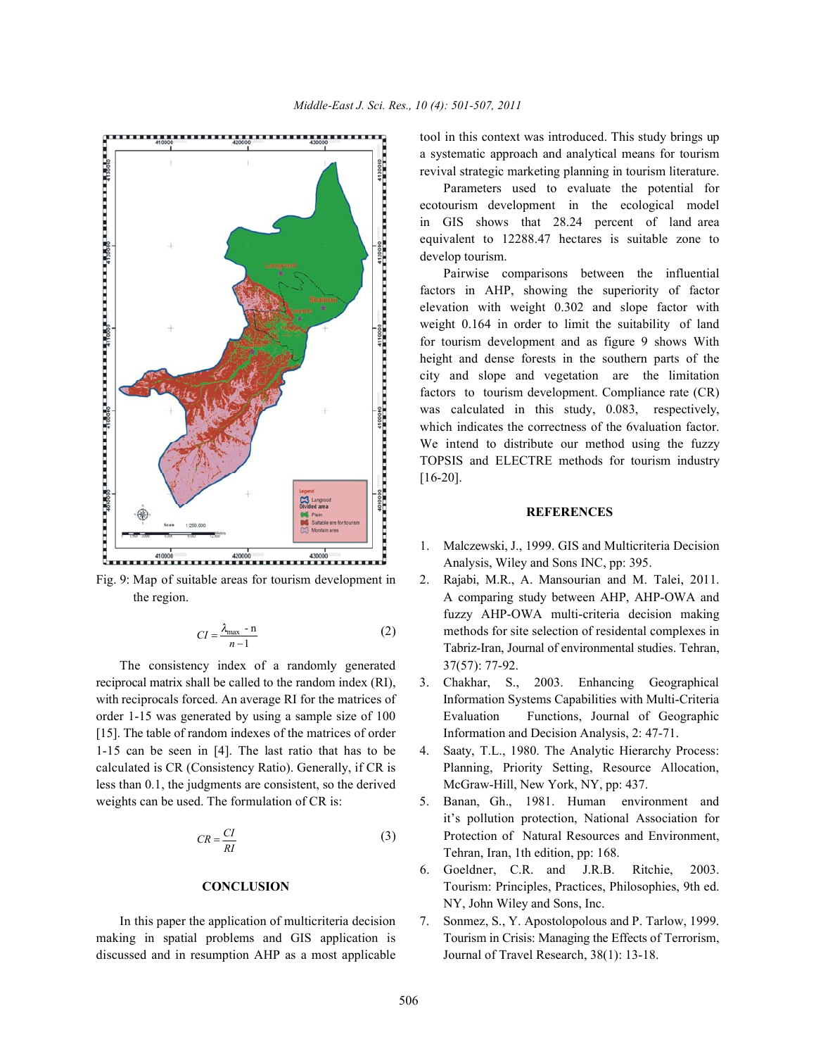Fig. 9: Map of suitable areas for tourism development in the region.

$$CI = \frac{\lambda_{max} - n}{n-1} \quad (2)$$

The consistency index of a randomly generated reciprocal matrix shall be called to the random index (RI), with reciprocals forced. An average RI for the matrices of order 1-15 was generated by using a sample size of 100 [15]. The table of random indexes of the matrices of order 1-15 can be seen in [4]. The last ratio that has to be calculated is CR (Consistency Ratio). Generally, if CR is less than 0.1, the judgments are consistent, so the derived weights can be used. The formulation of CR is:

$$CR = \frac{CI}{RI} \quad (3)$$

## CONCLUSION

In this paper the application of multicriteria decision making in spatial problems and GIS application is discussed and in resumption AHP as a most applicable tool in this context was introduced. This study brings up a systematic approach and analytical means for tourism revival strategic marketing planning in tourism literature.

Parameters used to evaluate the potential for ecotourism development in the ecological model in GIS shows that 28.24 percent of land area equivalent to 12288.47 hectares is suitable zone to develop tourism.

Pairwise comparisons between the influential factors in AHP, showing the superiority of factor elevation with weight 0.302 and slope factor with weight 0.164 in order to limit the suitability of land for tourism development and as figure 9 shows With height and dense forests in the southern parts of the city and slope and vegetation are the limitation factors to tourism development. Compliance rate (CR) was calculated in this study, 0.083, respectively, which indicates the correctness of the 6valuation factor. We intend to distribute our method using the fuzzy TOPSIS and ELECTRE methods for tourism industry [16-20].

## REFERENCES

1. Malczewski, J., 1999. GIS and Multicriteria Decision Analysis, Wiley and Sons INC, pp: 395.
2. Rajabi, M.R., A. Mansourian and M. Talei, 2011. A comparing study between AHP, AHP-OWA and fuzzy AHP-OWA multi-criteria decision making methods for site selection of residental complexes in Tabriz-Iran, Journal of environmental studies. Tehran, 37(57): 77-92.
3. Chakhar, S., 2003. Enhancing Geographical Information Systems Capabilities with Multi-Criteria Evaluation Functions, Journal of Geographic Information and Decision Analysis, 2: 47-71.
4. Saaty, T.L., 1980. The Analytic Hierarchy Process: Planning, Priority Setting, Resource Allocation, McGraw-Hill, New York, NY, pp: 437.
5. Banan, Gh., 1981. Human environment and it's pollution protection, National Association for Protection of Natural Resources and Environment, Tehran, Iran, 1th edition, pp: 168.
6. Goeldner, C.R. and J.R.B. Ritchie, 2003. Tourism: Principles, Practices, Philosophies, 9th ed. NY, John Wiley and Sons, Inc.
7. Sonmez, S., Y. Apostolopolous and P. Tarlow, 1999. Tourism in Crisis: Managing the Effects of Terrorism, Journal of Travel Research, 38(1): 13-18.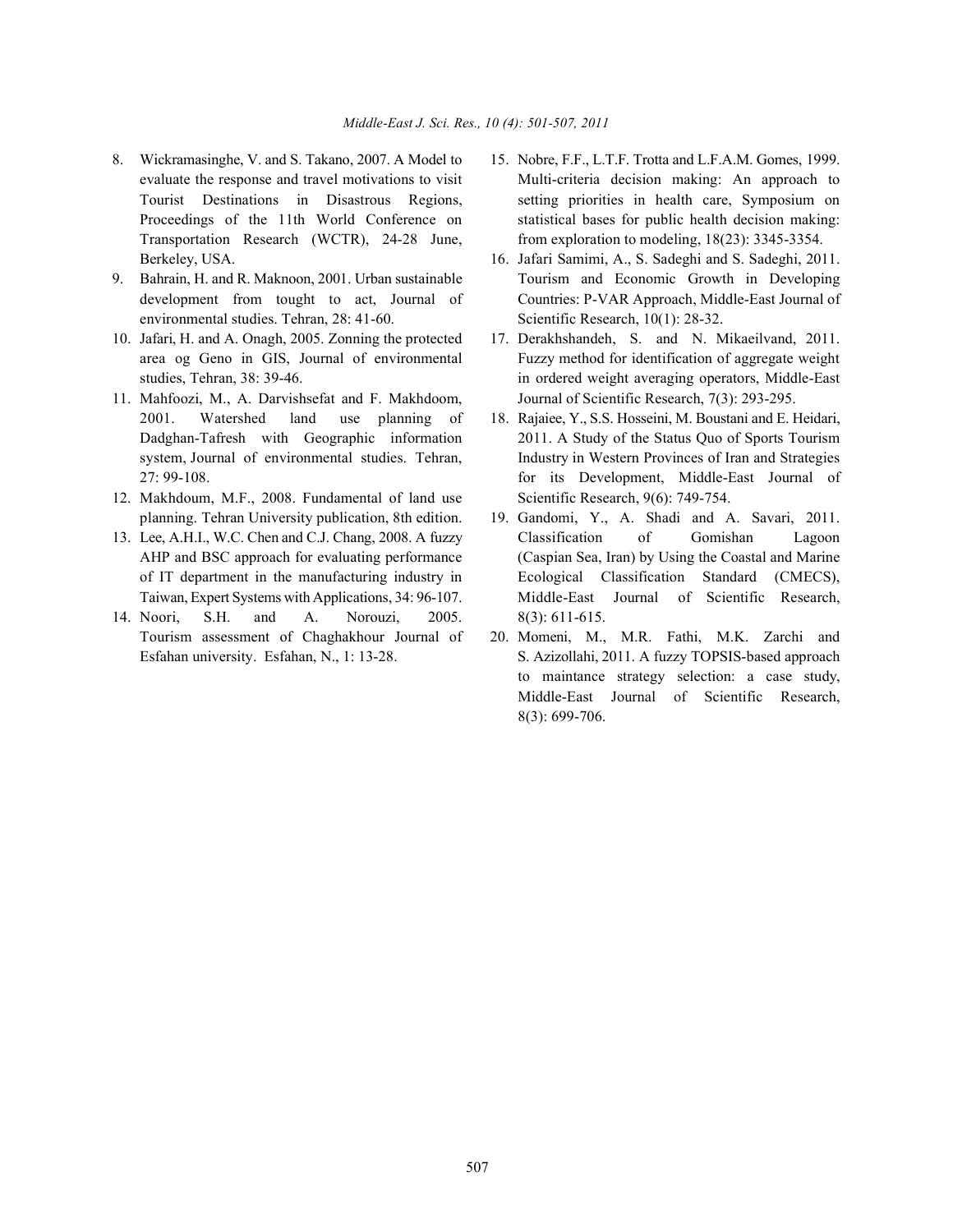8. Wickramasinghe, V. and S. Takano, 2007. A Model to evaluate the response and travel motivations to visit Tourist Destinations in Disastrous Regions, Proceedings of the 11th World Conference on Transportation Research (WCTR), 24-28 June, Berkeley, USA.
9. Bahrain, H. and R. Maknoon, 2001. Urban sustainable development from tought to act, Journal of environmental studies. Tehran, 28: 41-60.
10. Jafari, H. and A. Onagh, 2005. Zonning the protected area og Geno in GIS, Journal of environmental studies, Tehran, 38: 39-46.
11. Mahfoozi, M., A. Darvishsefat and F. Makhdoom, 2001. Watershed land use planning of Dadghan-Tafresh with Geographic information system, Journal of environmental studies. Tehran, 27: 99-108.
12. Makhdoum, M.F., 2008. Fundamental of land use planning. Tehran University publication, 8th edition.
13. Lee, A.H.I., W.C. Chen and C.J. Chang, 2008. A fuzzy AHP and BSC approach for evaluating performance of IT department in the manufacturing industry in Taiwan, Expert Systems with Applications, 34: 96-107.
14. Noori, S.H. and A. Norouzi, 2005. Tourism assessment of Chaghakhour Journal of Esfahan university. Esfahan, N., 1: 13-28.
15. Nobre, F.F., L.T.F. Trotta and L.F.A.M. Gomes, 1999. Multi-criteria decision making: An approach to setting priorities in health care, Symposium on statistical bases for public health decision making: from exploration to modeling, 18(23): 3345-3354.
16. Jafari Samimi, A., S. Sadeghi and S. Sadeghi, 2011. Tourism and Economic Growth in Developing Countries: P-VAR Approach, Middle-East Journal of Scientific Research, 10(1): 28-32.
17. Derakhshandeh, S. and N. Mikaeilvand, 2011. Fuzzy method for identification of aggregate weight in ordered weight averaging operators, Middle-East Journal of Scientific Research, 7(3): 293-295.
18. Rajaiee, Y., S.S. Hosseini, M. Boustani and E. Heidari, 2011. A Study of the Status Quo of Sports Tourism Industry in Western Provinces of Iran and Strategies for its Development, Middle-East Journal of Scientific Research, 9(6): 749-754.
19. Gandomi, Y., A. Shadi and A. Savari, 2011. Classification of Gomishan Lagoon (Caspian Sea, Iran) by Using the Coastal and Marine Ecological Classification Standard (CMECS), Middle-East Journal of Scientific Research, 8(3): 611-615.
20. Momeni, M., M.R. Fathi, M.K. Zarchi and S. Azizollahi, 2011. A fuzzy TOPSIS-based approach to maintance strategy selection: a case study, Middle-East Journal of Scientific Research, 8(3): 699-706.